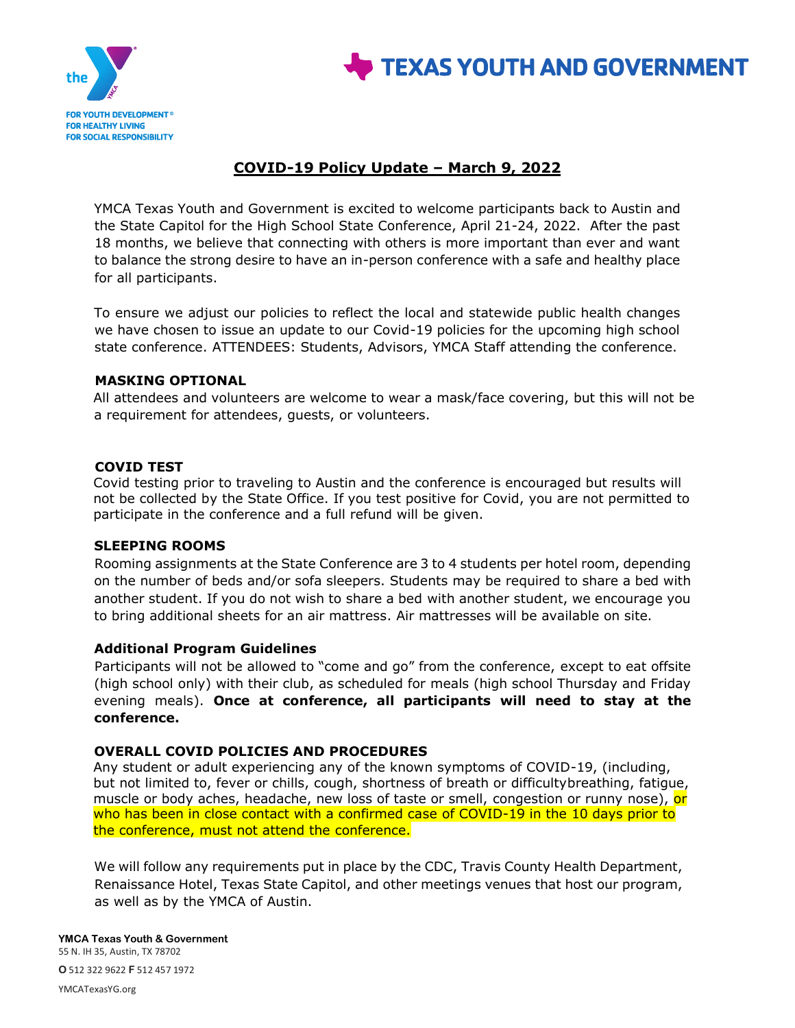TEXAS YOUTH AND GOVERNMENT

the YMCA

FOR YOUTH DEVELOPMENT®
FOR HEALTHY LIVING
FOR SOCIAL RESPONSIBILITY

# COVID-19 Policy Update – March 9, 2022

YMCA Texas Youth and Government is excited to welcome participants back to Austin and the State Capitol for the High School State Conference, April 21-24, 2022. After the past 18 months, we believe that connecting with others is more important than ever and want to balance the strong desire to have an in-person conference with a safe and healthy place for all participants.

To ensure we adjust our policies to reflect the local and statewide public health changes we have chosen to issue an update to our Covid-19 policies for the upcoming high school state conference. ATTENDEES: Students, Advisors, YMCA Staff attending the conference.

### MASKING OPTIONAL

All attendees and volunteers are welcome to wear a mask/face covering, but this will not be a requirement for attendees, guests, or volunteers.

### COVID TEST

Covid testing prior to traveling to Austin and the conference is encouraged but results will not be collected by the State Office. If you test positive for Covid, you are not permitted to participate in the conference and a full refund will be given.

### SLEEPING ROOMS

Rooming assignments at the State Conference are 3 to 4 students per hotel room, depending on the number of beds and/or sofa sleepers. Students may be required to share a bed with another student. If you do not wish to share a bed with another student, we encourage you to bring additional sheets for an air mattress. Air mattresses will be available on site.

### Additional Program Guidelines

Participants will not be allowed to "come and go" from the conference, except to eat offsite (high school only) with their club, as scheduled for meals (high school Thursday and Friday evening meals). **Once at conference, all participants will need to stay at the conference.**

### OVERALL COVID POLICIES AND PROCEDURES

Any student or adult experiencing any of the known symptoms of COVID-19, (including, but not limited to, fever or chills, cough, shortness of breath or difficultybreathing, fatigue, muscle or body aches, headache, new loss of taste or smell, congestion or runny nose), or who has been in close contact with a confirmed case of COVID-19 in the 10 days prior to the conference, must not attend the conference.

We will follow any requirements put in place by the CDC, Travis County Health Department, Renaissance Hotel, Texas State Capitol, and other meetings venues that host our program, as well as by the YMCA of Austin.

**YMCA Texas Youth & Government**
55 N. IH 35, Austin, TX 78702
**O** 512 322 9622 **F** 512 457 1972
YMCATexasYG.org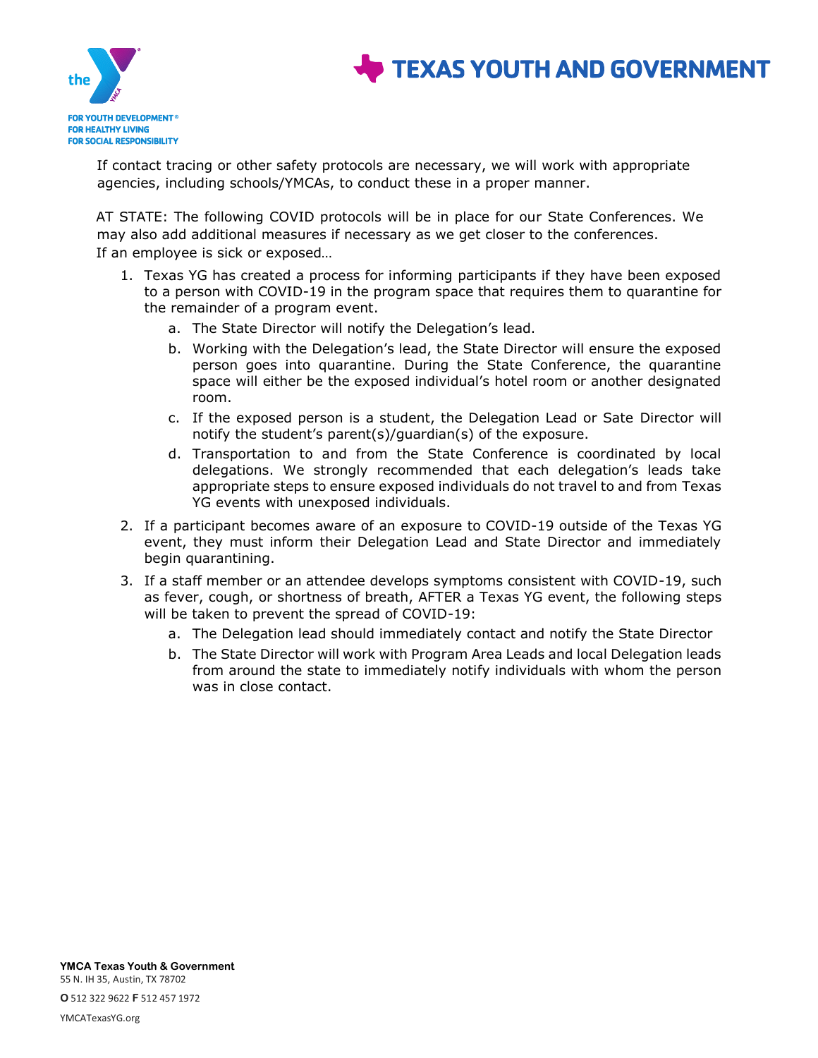If contact tracing or other safety protocols are necessary, we will work with appropriate agencies, including schools/YMCAs, to conduct these in a proper manner.

AT STATE: The following COVID protocols will be in place for our State Conferences. We may also add additional measures if necessary as we get closer to the conferences.
If an employee is sick or exposed…

1. Texas YG has created a process for informing participants if they have been exposed to a person with COVID-19 in the program space that requires them to quarantine for the remainder of a program event.
   a. The State Director will notify the Delegation's lead.
   b. Working with the Delegation's lead, the State Director will ensure the exposed person goes into quarantine. During the State Conference, the quarantine space will either be the exposed individual's hotel room or another designated room.
   c. If the exposed person is a student, the Delegation Lead or Sate Director will notify the student's parent(s)/guardian(s) of the exposure.
   d. Transportation to and from the State Conference is coordinated by local delegations. We strongly recommended that each delegation's leads take appropriate steps to ensure exposed individuals do not travel to and from Texas YG events with unexposed individuals.
2. If a participant becomes aware of an exposure to COVID-19 outside of the Texas YG event, they must inform their Delegation Lead and State Director and immediately begin quarantining.
3. If a staff member or an attendee develops symptoms consistent with COVID-19, such as fever, cough, or shortness of breath, AFTER a Texas YG event, the following steps will be taken to prevent the spread of COVID-19:
   a. The Delegation lead should immediately contact and notify the State Director
   b. The State Director will work with Program Area Leads and local Delegation leads from around the state to immediately notify individuals with whom the person was in close contact.